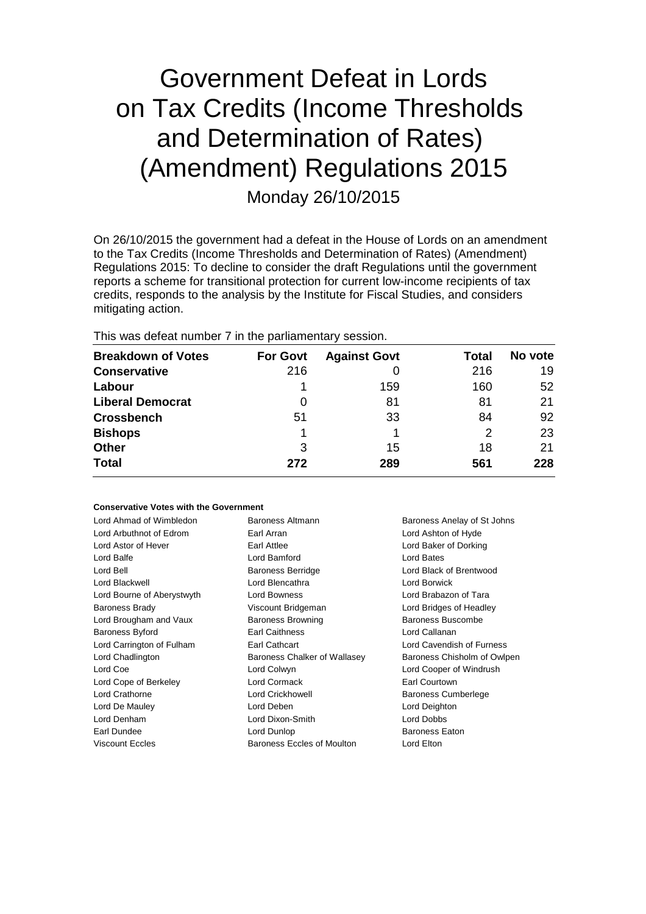# Government Defeat in Lords on Tax Credits (Income Thresholds and Determination of Rates) (Amendment) Regulations 2015

Monday 26/10/2015

On 26/10/2015 the government had a defeat in the House of Lords on an amendment to the Tax Credits (Income Thresholds and Determination of Rates) (Amendment) Regulations 2015: To decline to consider the draft Regulations until the government reports a scheme for transitional protection for current low-income recipients of tax credits, responds to the analysis by the Institute for Fiscal Studies, and considers mitigating action.

This was defeat number 7 in the parliamentary session.

| Breakdown of Votes | For Govt | Against Govt | Total | No vote |
|---|---|---|---|---|
| **Conservative** | 216 | 0 | 216 | 19 |
| **Labour** | 1 | 159 | 160 | 52 |
| **Liberal Democrat** | 0 | 81 | 81 | 21 |
| **Crossbench** | 51 | 33 | 84 | 92 |
| **Bishops** | 1 | 1 | 2 | 23 |
| **Other** | 3 | 15 | 18 | 21 |
| **Total** | **272** | **289** | **561** | **228** |

**Conservative Votes with the Government**

| | | |
|---|---|---|
| Lord Ahmad of Wimbledon | Baroness Altmann | Baroness Anelay of St Johns |
| Lord Arbuthnot of Edrom | Earl Arran | Lord Ashton of Hyde |
| Lord Astor of Hever | Earl Attlee | Lord Baker of Dorking |
| Lord Balfe | Lord Bamford | Lord Bates |
| Lord Bell | Baroness Berridge | Lord Black of Brentwood |
| Lord Blackwell | Lord Blencathra | Lord Borwick |
| Lord Bourne of Aberystwyth | Lord Bowness | Lord Brabazon of Tara |
| Baroness Brady | Viscount Bridgeman | Lord Bridges of Headley |
| Lord Brougham and Vaux | Baroness Browning | Baroness Buscombe |
| Baroness Byford | Earl Caithness | Lord Callanan |
| Lord Carrington of Fulham | Earl Cathcart | Lord Cavendish of Furness |
| Lord Chadlington | Baroness Chalker of Wallasey | Baroness Chisholm of Owlpen |
| Lord Coe | Lord Colwyn | Lord Cooper of Windrush |
| Lord Cope of Berkeley | Lord Cormack | Earl Courtown |
| Lord Crathorne | Lord Crickhowell | Baroness Cumberlege |
| Lord De Mauley | Lord Deben | Lord Deighton |
| Lord Denham | Lord Dixon-Smith | Lord Dobbs |
| Earl Dundee | Lord Dunlop | Baroness Eaton |
| Viscount Eccles | Baroness Eccles of Moulton | Lord Elton |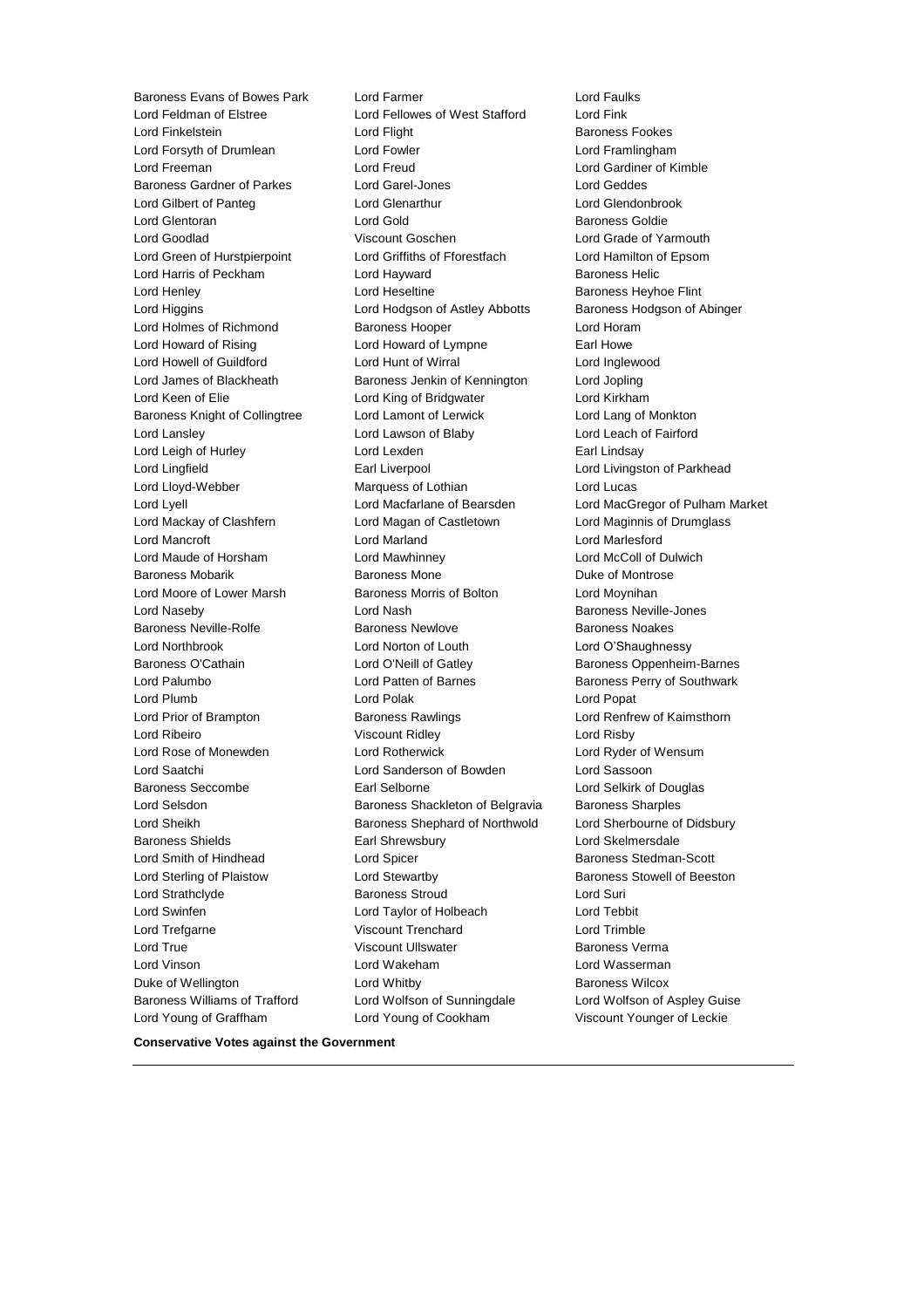Baroness Evans of Bowes Park
Lord Farmer
Lord Faulks
Lord Feldman of Elstree
Lord Fellowes of West Stafford
Lord Fink
Lord Finkelstein
Lord Flight
Baroness Fookes
Lord Forsyth of Drumlean
Lord Fowler
Lord Framlingham
Lord Freeman
Lord Freud
Lord Gardiner of Kimble
Baroness Gardner of Parkes
Lord Garel-Jones
Lord Geddes
Lord Gilbert of Panteg
Lord Glenarthur
Lord Glendonbrook
Lord Glentoran
Lord Gold
Baroness Goldie
Lord Goodlad
Viscount Goschen
Lord Grade of Yarmouth
Lord Green of Hurstpierpoint
Lord Griffiths of Fforestfach
Lord Hamilton of Epsom
Lord Harris of Peckham
Lord Hayward
Baroness Helic
Lord Henley
Lord Heseltine
Baroness Heyhoe Flint
Lord Higgins
Lord Hodgson of Astley Abbotts
Baroness Hodgson of Abinger
Lord Holmes of Richmond
Baroness Hooper
Lord Horam
Lord Howard of Rising
Lord Howard of Lympne
Earl Howe
Lord Howell of Guildford
Lord Hunt of Wirral
Lord Inglewood
Lord James of Blackheath
Baroness Jenkin of Kennington
Lord Jopling
Lord Keen of Elie
Lord King of Bridgwater
Lord Kirkham
Baroness Knight of Collingtree
Lord Lamont of Lerwick
Lord Lang of Monkton
Lord Lansley
Lord Lawson of Blaby
Lord Leach of Fairford
Lord Leigh of Hurley
Lord Lexden
Earl Lindsay
Lord Lingfield
Earl Liverpool
Lord Livingston of Parkhead
Lord Lloyd-Webber
Marquess of Lothian
Lord Lucas
Lord Lyell
Lord Macfarlane of Bearsden
Lord MacGregor of Pulham Market
Lord Mackay of Clashfern
Lord Magan of Castletown
Lord Maginnis of Drumglass
Lord Mancroft
Lord Marland
Lord Marlesford
Lord Maude of Horsham
Lord Mawhinney
Lord McColl of Dulwich
Baroness Mobarik
Baroness Mone
Duke of Montrose
Lord Moore of Lower Marsh
Baroness Morris of Bolton
Lord Moynihan
Lord Naseby
Lord Nash
Baroness Neville-Jones
Baroness Neville-Rolfe
Baroness Newlove
Baroness Noakes
Lord Northbrook
Lord Norton of Louth
Lord O'Shaughnessy
Baroness O'Cathain
Lord O'Neill of Gatley
Baroness Oppenheim-Barnes
Lord Palumbo
Lord Patten of Barnes
Baroness Perry of Southwark
Lord Plumb
Lord Polak
Lord Popat
Lord Prior of Brampton
Baroness Rawlings
Lord Renfrew of Kaimsthorn
Lord Ribeiro
Viscount Ridley
Lord Risby
Lord Rose of Monewden
Lord Rotherwick
Lord Ryder of Wensum
Lord Saatchi
Lord Sanderson of Bowden
Lord Sassoon
Baroness Seccombe
Earl Selborne
Lord Selkirk of Douglas
Lord Selsdon
Baroness Shackleton of Belgravia
Baroness Sharples
Lord Sheikh
Baroness Shephard of Northwold
Lord Sherbourne of Didsbury
Baroness Shields
Earl Shrewsbury
Lord Skelmersdale
Lord Smith of Hindhead
Lord Spicer
Baroness Stedman-Scott
Lord Sterling of Plaistow
Lord Stewartby
Baroness Stowell of Beeston
Lord Strathclyde
Baroness Stroud
Lord Suri
Lord Swinfen
Lord Taylor of Holbeach
Lord Tebbit
Lord Trefgarne
Viscount Trenchard
Lord Trimble
Lord True
Viscount Ullswater
Baroness Verma
Lord Vinson
Lord Wakeham
Lord Wasserman
Duke of Wellington
Lord Whitby
Baroness Wilcox
Baroness Williams of Trafford
Lord Wolfson of Sunningdale
Lord Wolfson of Aspley Guise
Lord Young of Graffham
Lord Young of Cookham
Viscount Younger of Leckie

**Conservative Votes against the Government**

---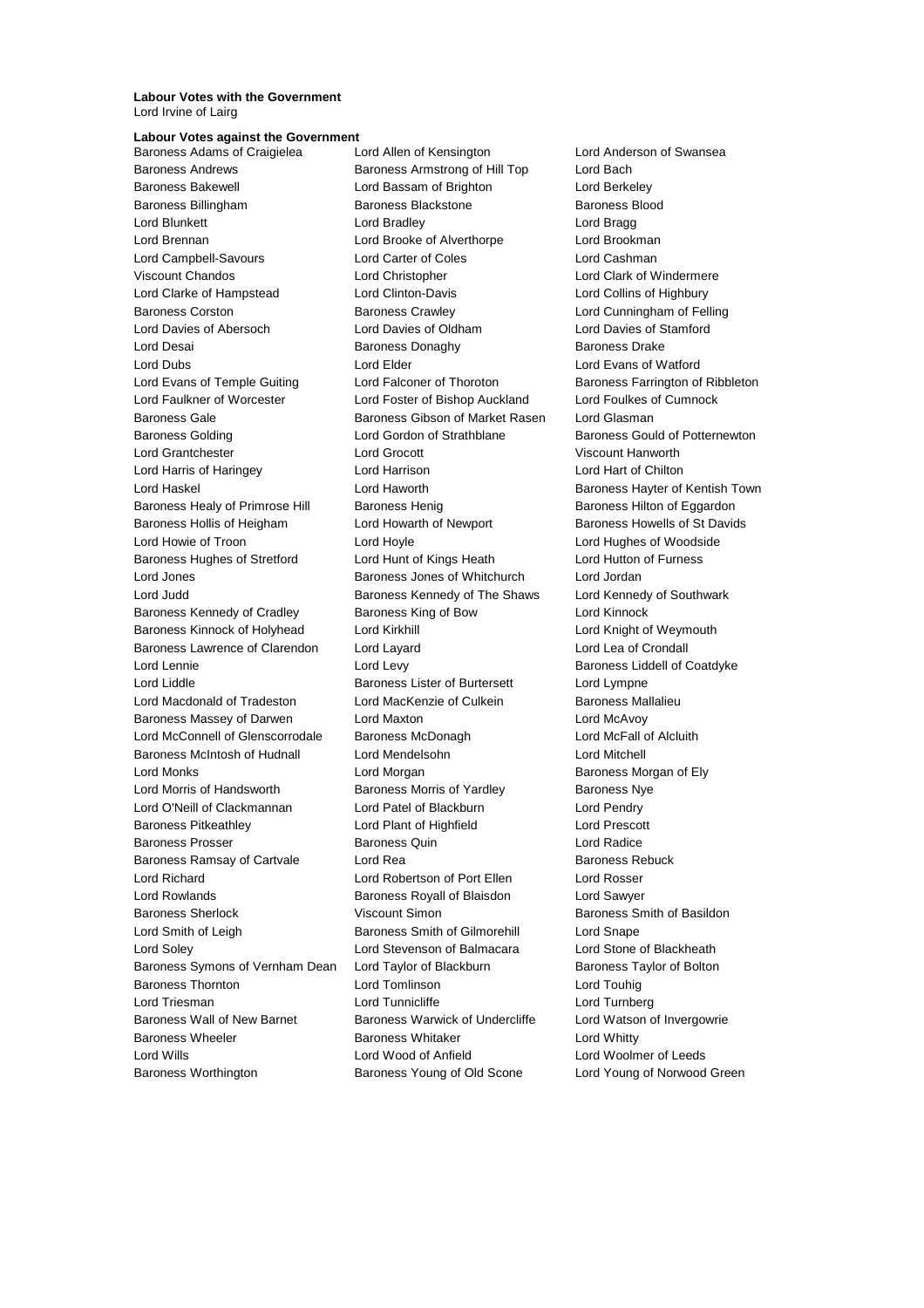**Labour Votes with the Government**

Lord Irvine of Lairg

**Labour Votes against the Government**

Baroness Adams of Craigielea
Lord Allen of Kensington
Lord Anderson of Swansea
Baroness Andrews
Baroness Armstrong of Hill Top
Lord Bach
Baroness Bakewell
Lord Bassam of Brighton
Lord Berkeley
Baroness Billingham
Baroness Blackstone
Baroness Blood
Lord Blunkett
Lord Bradley
Lord Bragg
Lord Brennan
Lord Brooke of Alverthorpe
Lord Brookman
Lord Campbell-Savours
Lord Carter of Coles
Lord Cashman
Viscount Chandos
Lord Christopher
Lord Clark of Windermere
Lord Clarke of Hampstead
Lord Clinton-Davis
Lord Collins of Highbury
Baroness Corston
Baroness Crawley
Lord Cunningham of Felling
Lord Davies of Abersoch
Lord Davies of Oldham
Lord Davies of Stamford
Lord Desai
Baroness Donaghy
Baroness Drake
Lord Dubs
Lord Elder
Lord Evans of Watford
Lord Evans of Temple Guiting
Lord Falconer of Thoroton
Baroness Farrington of Ribbleton
Lord Faulkner of Worcester
Lord Foster of Bishop Auckland
Lord Foulkes of Cumnock
Baroness Gale
Baroness Gibson of Market Rasen
Lord Glasman
Baroness Golding
Lord Gordon of Strathblane
Baroness Gould of Potternewton
Lord Grantchester
Lord Grocott
Viscount Hanworth
Lord Harris of Haringey
Lord Harrison
Lord Hart of Chilton
Lord Haskel
Lord Haworth
Baroness Hayter of Kentish Town
Baroness Healy of Primrose Hill
Baroness Henig
Baroness Hilton of Eggardon
Baroness Hollis of Heigham
Lord Howarth of Newport
Baroness Howells of St Davids
Lord Howie of Troon
Lord Hoyle
Lord Hughes of Woodside
Baroness Hughes of Stretford
Lord Hunt of Kings Heath
Lord Hutton of Furness
Lord Jones
Baroness Jones of Whitchurch
Lord Jordan
Lord Judd
Baroness Kennedy of The Shaws
Lord Kennedy of Southwark
Baroness Kennedy of Cradley
Baroness King of Bow
Lord Kinnock
Baroness Kinnock of Holyhead
Lord Kirkhill
Lord Knight of Weymouth
Baroness Lawrence of Clarendon
Lord Layard
Lord Lea of Crondall
Lord Lennie
Lord Levy
Baroness Liddell of Coatdyke
Lord Liddle
Baroness Lister of Burtersett
Lord Lympne
Lord Macdonald of Tradeston
Lord MacKenzie of Culkein
Baroness Mallalieu
Baroness Massey of Darwen
Lord Maxton
Lord McAvoy
Lord McConnell of Glenscorrodale
Baroness McDonagh
Lord McFall of Alcluith
Baroness McIntosh of Hudnall
Lord Mendelsohn
Lord Mitchell
Lord Monks
Lord Morgan
Baroness Morgan of Ely
Lord Morris of Handsworth
Baroness Morris of Yardley
Baroness Nye
Lord O'Neill of Clackmannan
Lord Patel of Blackburn
Lord Pendry
Baroness Pitkeathley
Lord Plant of Highfield
Lord Prescott
Baroness Prosser
Baroness Quin
Lord Radice
Baroness Ramsay of Cartvale
Lord Rea
Baroness Rebuck
Lord Richard
Lord Robertson of Port Ellen
Lord Rosser
Lord Rowlands
Baroness Royall of Blaisdon
Lord Sawyer
Baroness Sherlock
Viscount Simon
Baroness Smith of Basildon
Lord Smith of Leigh
Baroness Smith of Gilmorehill
Lord Snape
Lord Soley
Lord Stevenson of Balmacara
Lord Stone of Blackheath
Baroness Symons of Vernham Dean
Lord Taylor of Blackburn
Baroness Taylor of Bolton
Baroness Thornton
Lord Tomlinson
Lord Touhig
Lord Triesman
Lord Tunnicliffe
Lord Turnberg
Baroness Wall of New Barnet
Baroness Warwick of Undercliffe
Lord Watson of Invergowrie
Baroness Wheeler
Baroness Whitaker
Lord Whitty
Lord Wills
Lord Wood of Anfield
Lord Woolmer of Leeds
Baroness Worthington
Baroness Young of Old Scone
Lord Young of Norwood Green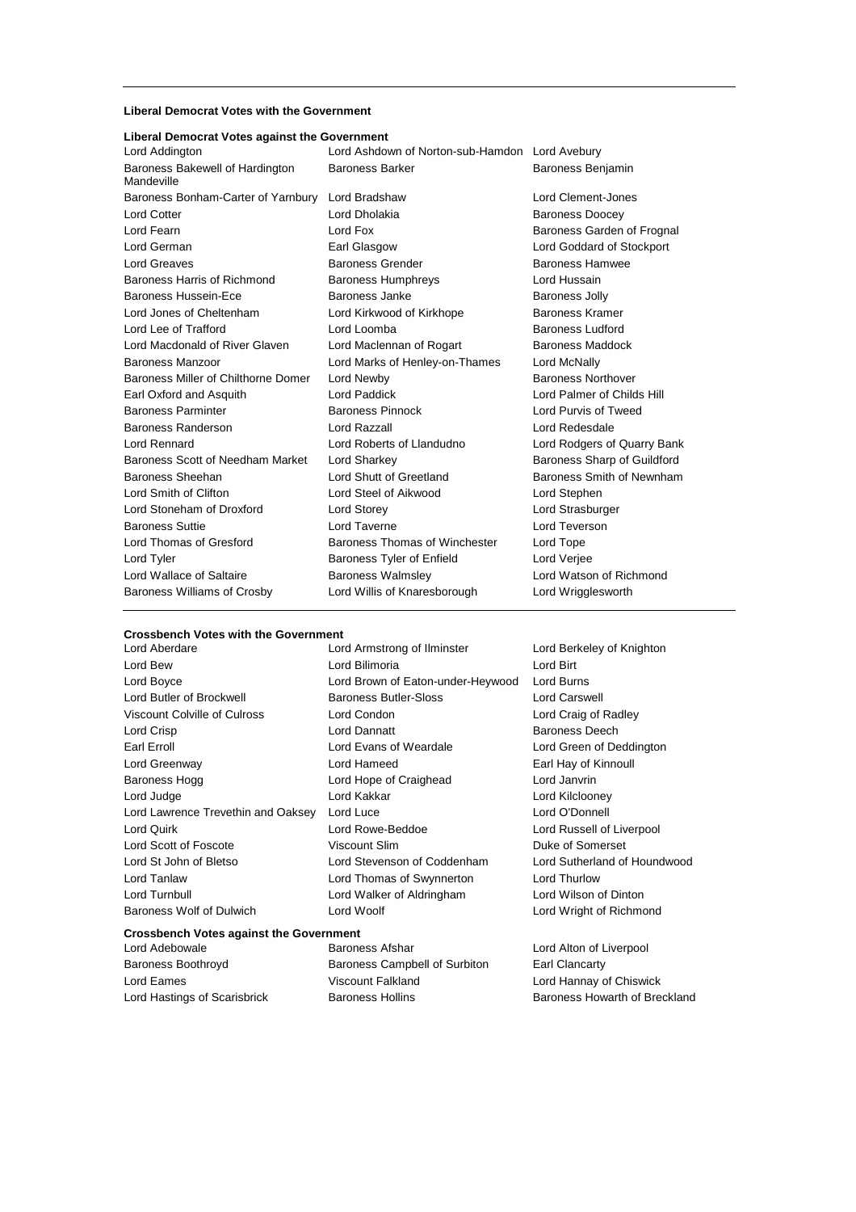**Liberal Democrat Votes with the Government**

**Liberal Democrat Votes against the Government**

Lord Addington
Lord Ashdown of Norton-sub-Hamdon
Lord Avebury
Baroness Bakewell of Hardington Mandeville
Baroness Barker
Baroness Benjamin
Baroness Bonham-Carter of Yarnbury
Lord Bradshaw
Lord Clement-Jones
Lord Cotter
Lord Dholakia
Baroness Doocey
Lord Fearn
Lord Fox
Baroness Garden of Frognal
Lord German
Earl Glasgow
Lord Goddard of Stockport
Lord Greaves
Baroness Grender
Baroness Hamwee
Baroness Harris of Richmond
Baroness Humphreys
Lord Hussain
Baroness Hussein-Ece
Baroness Janke
Baroness Jolly
Lord Jones of Cheltenham
Lord Kirkwood of Kirkhope
Baroness Kramer
Lord Lee of Trafford
Lord Loomba
Baroness Ludford
Lord Macdonald of River Glaven
Lord Maclennan of Rogart
Baroness Maddock
Baroness Manzoor
Lord Marks of Henley-on-Thames
Lord McNally
Baroness Miller of Chilthorne Domer
Lord Newby
Baroness Northover
Earl Oxford and Asquith
Lord Paddick
Lord Palmer of Childs Hill
Baroness Parminter
Baroness Pinnock
Lord Purvis of Tweed
Baroness Randerson
Lord Razzall
Lord Redesdale
Lord Rennard
Lord Roberts of Llandudno
Lord Rodgers of Quarry Bank
Baroness Scott of Needham Market
Lord Sharkey
Baroness Sharp of Guildford
Baroness Sheehan
Lord Shutt of Greetland
Baroness Smith of Newnham
Lord Smith of Clifton
Lord Steel of Aikwood
Lord Stephen
Lord Stoneham of Droxford
Lord Storey
Lord Strasburger
Baroness Suttie
Lord Taverne
Lord Teverson
Lord Thomas of Gresford
Baroness Thomas of Winchester
Lord Tope
Lord Tyler
Baroness Tyler of Enfield
Lord Verjee
Lord Wallace of Saltaire
Baroness Walmsley
Lord Watson of Richmond
Baroness Williams of Crosby
Lord Willis of Knaresborough
Lord Wrigglesworth

**Crossbench Votes with the Government**

Lord Aberdare
Lord Armstrong of Ilminster
Lord Berkeley of Knighton
Lord Bew
Lord Bilimoria
Lord Birt
Lord Boyce
Lord Brown of Eaton-under-Heywood
Lord Burns
Lord Butler of Brockwell
Baroness Butler-Sloss
Lord Carswell
Viscount Colville of Culross
Lord Condon
Lord Craig of Radley
Lord Crisp
Lord Dannatt
Baroness Deech
Earl Erroll
Lord Evans of Weardale
Lord Green of Deddington
Lord Greenway
Lord Hameed
Earl Hay of Kinnoull
Baroness Hogg
Lord Hope of Craighead
Lord Janvrin
Lord Judge
Lord Kakkar
Lord Kilclooney
Lord Lawrence Trevethin and Oaksey
Lord Luce
Lord O'Donnell
Lord Quirk
Lord Rowe-Beddoe
Lord Russell of Liverpool
Lord Scott of Foscote
Viscount Slim
Duke of Somerset
Lord St John of Bletso
Lord Stevenson of Coddenham
Lord Sutherland of Houndwood
Lord Tanlaw
Lord Thomas of Swynnerton
Lord Thurlow
Lord Turnbull
Lord Walker of Aldringham
Lord Wilson of Dinton
Baroness Wolf of Dulwich
Lord Woolf
Lord Wright of Richmond

**Crossbench Votes against the Government**

Lord Adebowale
Baroness Afshar
Lord Alton of Liverpool
Baroness Boothroyd
Baroness Campbell of Surbiton
Earl Clancarty
Lord Eames
Viscount Falkland
Lord Hannay of Chiswick
Lord Hastings of Scarisbrick
Baroness Hollins
Baroness Howarth of Breckland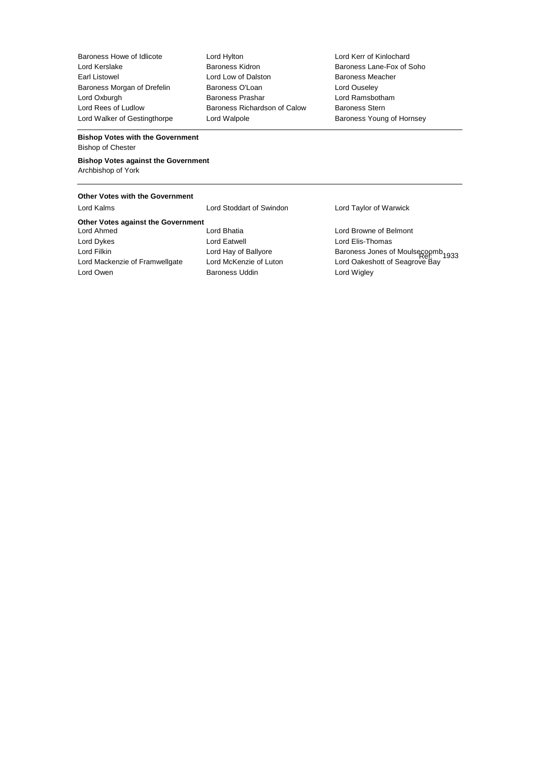| | | |
|---|---|---|
| Baroness Howe of Idlicote | Lord Hylton | Lord Kerr of Kinlochard |
| Lord Kerslake | Baroness Kidron | Baroness Lane-Fox of Soho |
| Earl Listowel | Lord Low of Dalston | Baroness Meacher |
| Baroness Morgan of Drefelin | Baroness O'Loan | Lord Ouseley |
| Lord Oxburgh | Baroness Prashar | Lord Ramsbotham |
| Lord Rees of Ludlow | Baroness Richardson of Calow | Baroness Stern |
| Lord Walker of Gestingthorpe | Lord Walpole | Baroness Young of Hornsey |

**Bishop Votes with the Government**

Bishop of Chester

**Bishop Votes against the Government**

Archbishop of York

**Other Votes with the Government**

| | | |
|---|---|---|
| Lord Kalms | Lord Stoddart of Swindon | Lord Taylor of Warwick |

**Other Votes against the Government**

| | | |
|---|---|---|
| Lord Ahmed | Lord Bhatia | Lord Browne of Belmont |
| Lord Dykes | Lord Eatwell | Lord Elis-Thomas |
| Lord Filkin | Lord Hay of Ballyore | Baroness Jones of Moulsecoomb |
| Lord Mackenzie of Framwellgate | Lord McKenzie of Luton | Lord Oakeshott of Seagrove Bay |
| Lord Owen | Baroness Uddin | Lord Wigley |

Ref: 1933